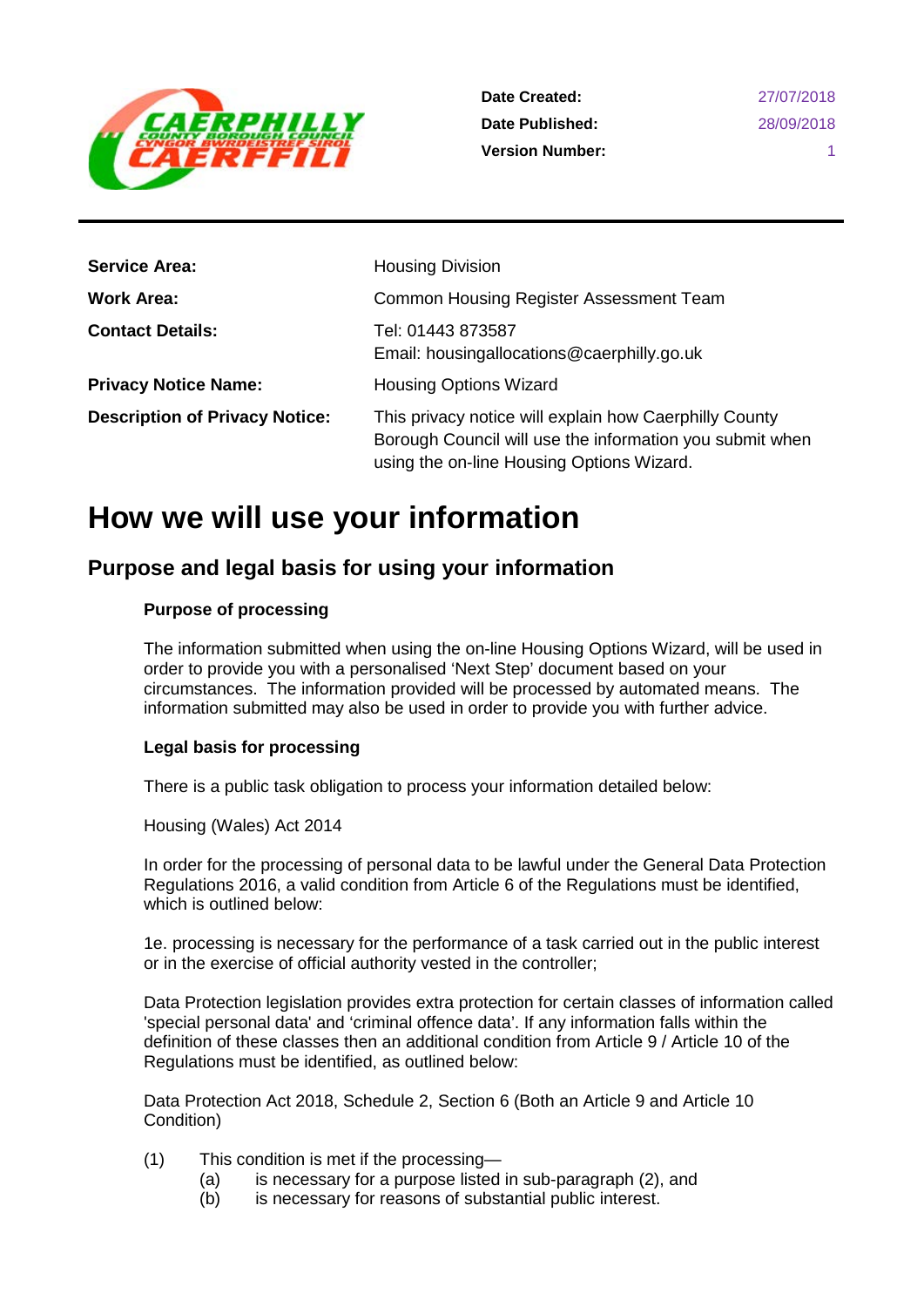| | |
|---|---|
| **Date Created:** | 27/07/2018 |
| **Date Published:** | 28/09/2018 |
| **Version Number:** | 1 |

| | |
|---|---|
| **Service Area:** | Housing Division |
| **Work Area:** | Common Housing Register Assessment Team |
| **Contact Details:** | Tel: 01443 873587<br>Email: housingallocations@caerphilly.go.uk |
| **Privacy Notice Name:** | Housing Options Wizard |
| **Description of Privacy Notice:** | This privacy notice will explain how Caerphilly County Borough Council will use the information you submit when using the on-line Housing Options Wizard. |

# How we will use your information

## Purpose and legal basis for using your information

### Purpose of processing

The information submitted when using the on-line Housing Options Wizard, will be used in order to provide you with a personalised 'Next Step' document based on your circumstances. The information provided will be processed by automated means. The information submitted may also be used in order to provide you with further advice.

### Legal basis for processing

There is a public task obligation to process your information detailed below:

Housing (Wales) Act 2014

In order for the processing of personal data to be lawful under the General Data Protection Regulations 2016, a valid condition from Article 6 of the Regulations must be identified, which is outlined below:

1e. processing is necessary for the performance of a task carried out in the public interest or in the exercise of official authority vested in the controller;

Data Protection legislation provides extra protection for certain classes of information called 'special personal data' and 'criminal offence data'. If any information falls within the definition of these classes then an additional condition from Article 9 / Article 10 of the Regulations must be identified, as outlined below:

Data Protection Act 2018, Schedule 2, Section 6 (Both an Article 9 and Article 10 Condition)

(1) This condition is met if the processing—
  - (a) is necessary for a purpose listed in sub-paragraph (2), and
  - (b) is necessary for reasons of substantial public interest.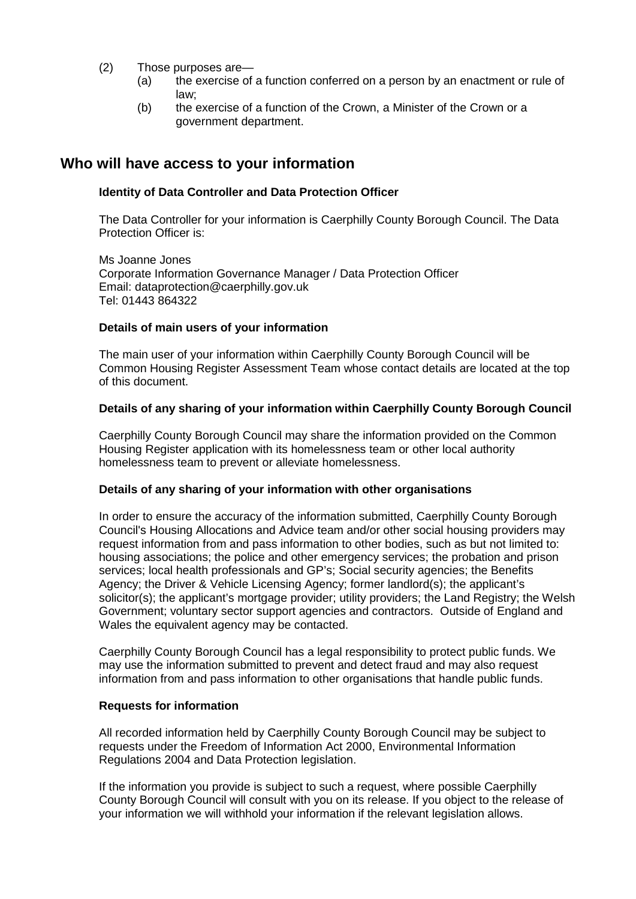(2) Those purposes are—

(a) the exercise of a function conferred on a person by an enactment or rule of law;

(b) the exercise of a function of the Crown, a Minister of the Crown or a government department.

## Who will have access to your information

**Identity of Data Controller and Data Protection Officer**

The Data Controller for your information is Caerphilly County Borough Council. The Data Protection Officer is:

Ms Joanne Jones
Corporate Information Governance Manager / Data Protection Officer
Email: dataprotection@caerphilly.gov.uk
Tel: 01443 864322

**Details of main users of your information**

The main user of your information within Caerphilly County Borough Council will be Common Housing Register Assessment Team whose contact details are located at the top of this document.

**Details of any sharing of your information within Caerphilly County Borough Council**

Caerphilly County Borough Council may share the information provided on the Common Housing Register application with its homelessness team or other local authority homelessness team to prevent or alleviate homelessness.

**Details of any sharing of your information with other organisations**

In order to ensure the accuracy of the information submitted, Caerphilly County Borough Council's Housing Allocations and Advice team and/or other social housing providers may request information from and pass information to other bodies, such as but not limited to: housing associations; the police and other emergency services; the probation and prison services; local health professionals and GP's; Social security agencies; the Benefits Agency; the Driver & Vehicle Licensing Agency; former landlord(s); the applicant's solicitor(s); the applicant's mortgage provider; utility providers; the Land Registry; the Welsh Government; voluntary sector support agencies and contractors. Outside of England and Wales the equivalent agency may be contacted.

Caerphilly County Borough Council has a legal responsibility to protect public funds. We may use the information submitted to prevent and detect fraud and may also request information from and pass information to other organisations that handle public funds.

**Requests for information**

All recorded information held by Caerphilly County Borough Council may be subject to requests under the Freedom of Information Act 2000, Environmental Information Regulations 2004 and Data Protection legislation.

If the information you provide is subject to such a request, where possible Caerphilly County Borough Council will consult with you on its release. If you object to the release of your information we will withhold your information if the relevant legislation allows.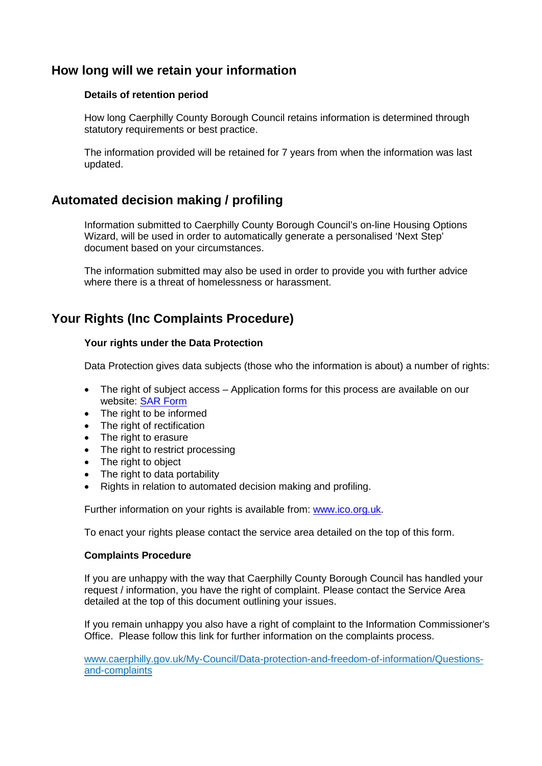## How long will we retain your information

**Details of retention period**

How long Caerphilly County Borough Council retains information is determined through statutory requirements or best practice.

The information provided will be retained for 7 years from when the information was last updated.

## Automated decision making / profiling

Information submitted to Caerphilly County Borough Council's on-line Housing Options Wizard, will be used in order to automatically generate a personalised 'Next Step' document based on your circumstances.

The information submitted may also be used in order to provide you with further advice where there is a threat of homelessness or harassment.

## Your Rights (Inc Complaints Procedure)

**Your rights under the Data Protection**

Data Protection gives data subjects (those who the information is about) a number of rights:

- The right of subject access – Application forms for this process are available on our website: [SAR Form]
- The right to be informed
- The right of rectification
- The right to erasure
- The right to restrict processing
- The right to object
- The right to data portability
- Rights in relation to automated decision making and profiling.

Further information on your rights is available from: www.ico.org.uk.

To enact your rights please contact the service area detailed on the top of this form.

**Complaints Procedure**

If you are unhappy with the way that Caerphilly County Borough Council has handled your request / information, you have the right of complaint. Please contact the Service Area detailed at the top of this document outlining your issues.

If you remain unhappy you also have a right of complaint to the Information Commissioner's Office. Please follow this link for further information on the complaints process.

www.caerphilly.gov.uk/My-Council/Data-protection-and-freedom-of-information/Questions-and-complaints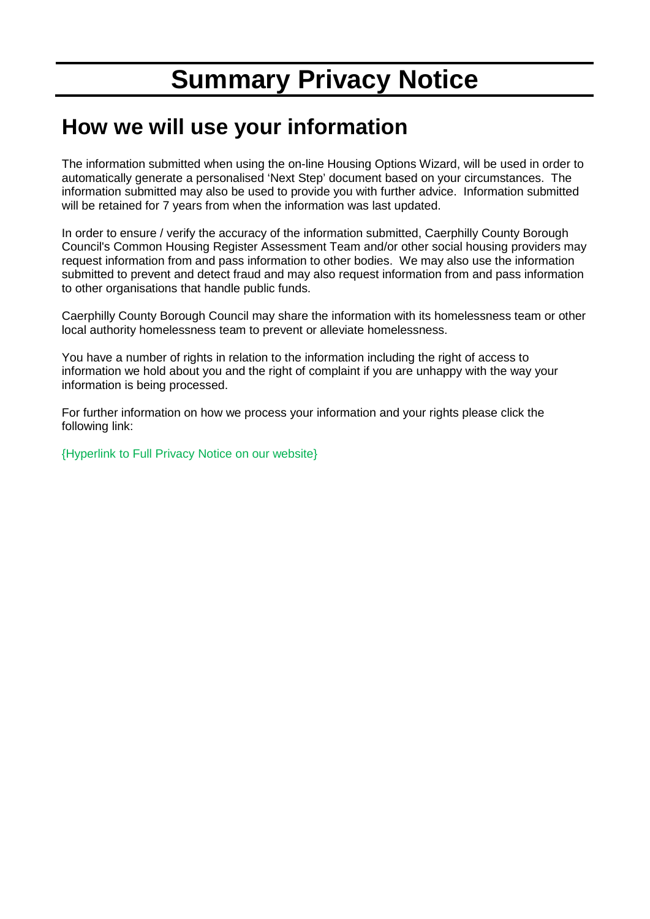# Summary Privacy Notice

## How we will use your information

The information submitted when using the on-line Housing Options Wizard, will be used in order to automatically generate a personalised 'Next Step' document based on your circumstances. The information submitted may also be used to provide you with further advice. Information submitted will be retained for 7 years from when the information was last updated.

In order to ensure / verify the accuracy of the information submitted, Caerphilly County Borough Council's Common Housing Register Assessment Team and/or other social housing providers may request information from and pass information to other bodies. We may also use the information submitted to prevent and detect fraud and may also request information from and pass information to other organisations that handle public funds.

Caerphilly County Borough Council may share the information with its homelessness team or other local authority homelessness team to prevent or alleviate homelessness.

You have a number of rights in relation to the information including the right of access to information we hold about you and the right of complaint if you are unhappy with the way your information is being processed.

For further information on how we process your information and your rights please click the following link:

{Hyperlink to Full Privacy Notice on our website}